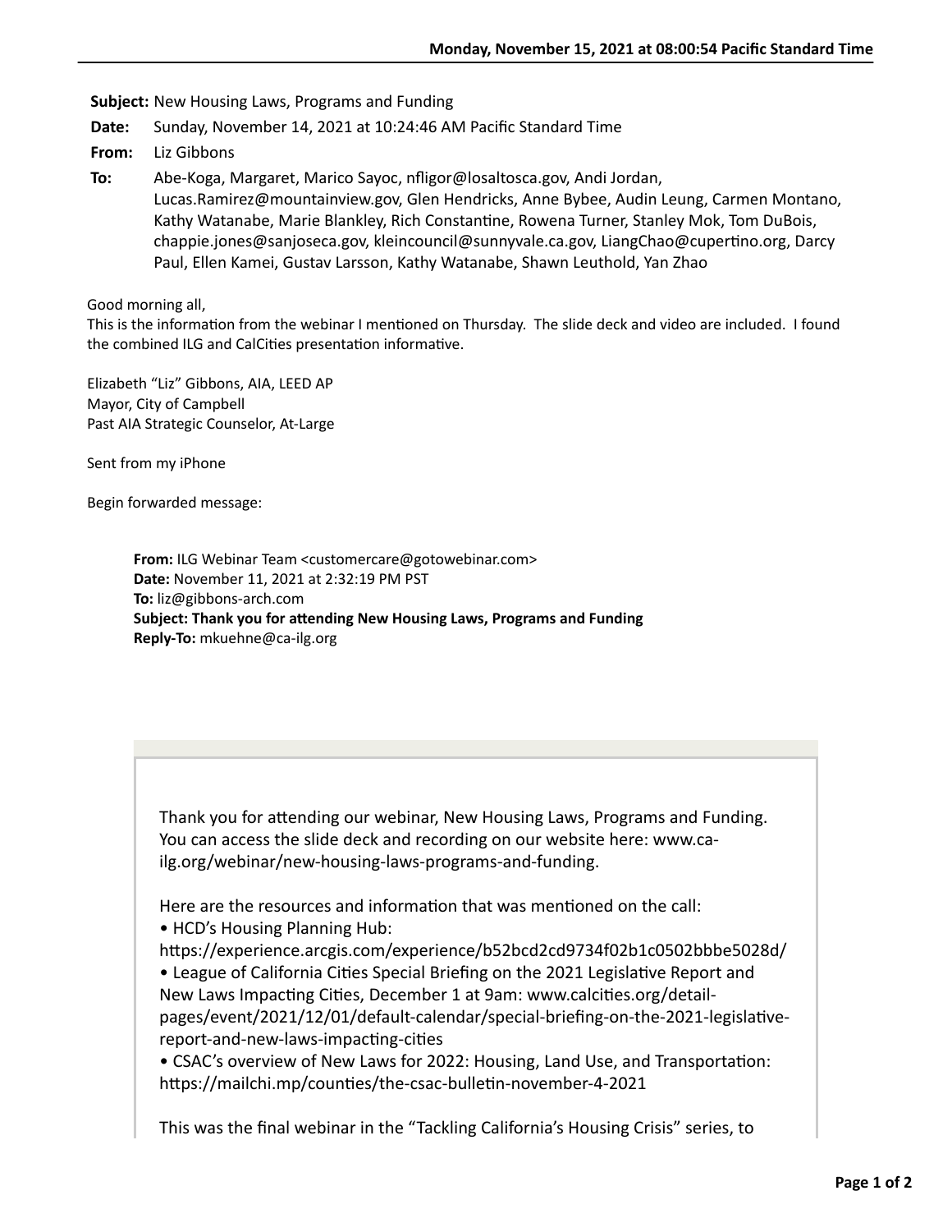**Subject:** New Housing Laws, Programs and Funding

**Date:** Sunday, November 14, 2021 at 10:24:46 AM Pacific Standard Time

**From:** Liz Gibbons

**To:** Abe-Koga, Margaret, Marico Sayoc, nfligor@losaltosca.gov, Andi Jordan, Lucas.Ramirez@mountainview.gov, Glen Hendricks, Anne Bybee, Audin Leung, Carmen Montano, Kathy Watanabe, Marie Blankley, Rich Constantine, Rowena Turner, Stanley Mok, Tom DuBois, chappie.jones@sanjoseca.gov, kleincouncil@sunnyvale.ca.gov, LiangChao@cupertino.org, Darcy Paul, Ellen Kamei, Gustav Larsson, Kathy Watanabe, Shawn Leuthold, Yan Zhao

Good morning all,
This is the information from the webinar I mentioned on Thursday. The slide deck and video are included. I found the combined ILG and CalCities presentation informative.

Elizabeth "Liz" Gibbons, AIA, LEED AP
Mayor, City of Campbell
Past AIA Strategic Counselor, At-Large

Sent from my iPhone

Begin forwarded message:

> **From:** ILG Webinar Team <customercare@gotowebinar.com>
> **Date:** November 11, 2021 at 2:32:19 PM PST
> **To:** liz@gibbons-arch.com
> **Subject: Thank you for attending New Housing Laws, Programs and Funding**
> **Reply-To:** mkuehne@ca-ilg.org
>
> Thank you for attending our webinar, New Housing Laws, Programs and Funding. You can access the slide deck and recording on our website here: www.ca-ilg.org/webinar/new-housing-laws-programs-and-funding.
>
> Here are the resources and information that was mentioned on the call:
> - HCD's Housing Planning Hub: https://experience.arcgis.com/experience/b52bcd2cd9734f02b1c0502bbbe5028d/
> - League of California Cities Special Briefing on the 2021 Legislative Report and New Laws Impacting Cities, December 1 at 9am: www.calcities.org/detail-pages/event/2021/12/01/default-calendar/special-briefing-on-the-2021-legislative-report-and-new-laws-impacting-cities
> - CSAC's overview of New Laws for 2022: Housing, Land Use, and Transportation: https://mailchi.mp/counties/the-csac-bulletin-november-4-2021
>
> This was the final webinar in the "Tackling California's Housing Crisis" series, to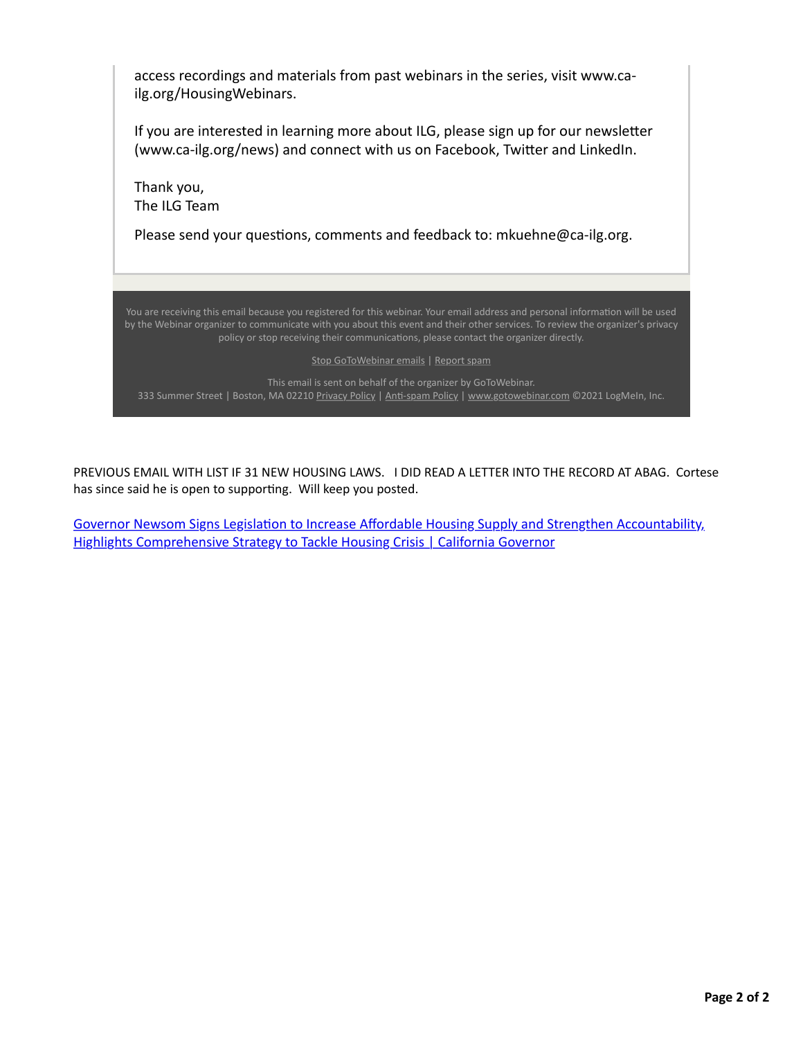access recordings and materials from past webinars in the series, visit www.ca-ilg.org/HousingWebinars.

If you are interested in learning more about ILG, please sign up for our newsletter (www.ca-ilg.org/news) and connect with us on Facebook, Twitter and LinkedIn.

Thank you,
The ILG Team

Please send your questions, comments and feedback to: mkuehne@ca-ilg.org.

You are receiving this email because you registered for this webinar. Your email address and personal information will be used by the Webinar organizer to communicate with you about this event and their other services. To review the organizer's privacy policy or stop receiving their communications, please contact the organizer directly.

Stop GoToWebinar emails | Report spam

This email is sent on behalf of the organizer by GoToWebinar.
333 Summer Street | Boston, MA 02210 Privacy Policy | Anti-spam Policy | www.gotowebinar.com ©2021 LogMeIn, Inc.

PREVIOUS EMAIL WITH LIST IF 31 NEW HOUSING LAWS. I DID READ A LETTER INTO THE RECORD AT ABAG. Cortese has since said he is open to supporting. Will keep you posted.

Governor Newsom Signs Legislation to Increase Affordable Housing Supply and Strengthen Accountability, Highlights Comprehensive Strategy to Tackle Housing Crisis | California Governor